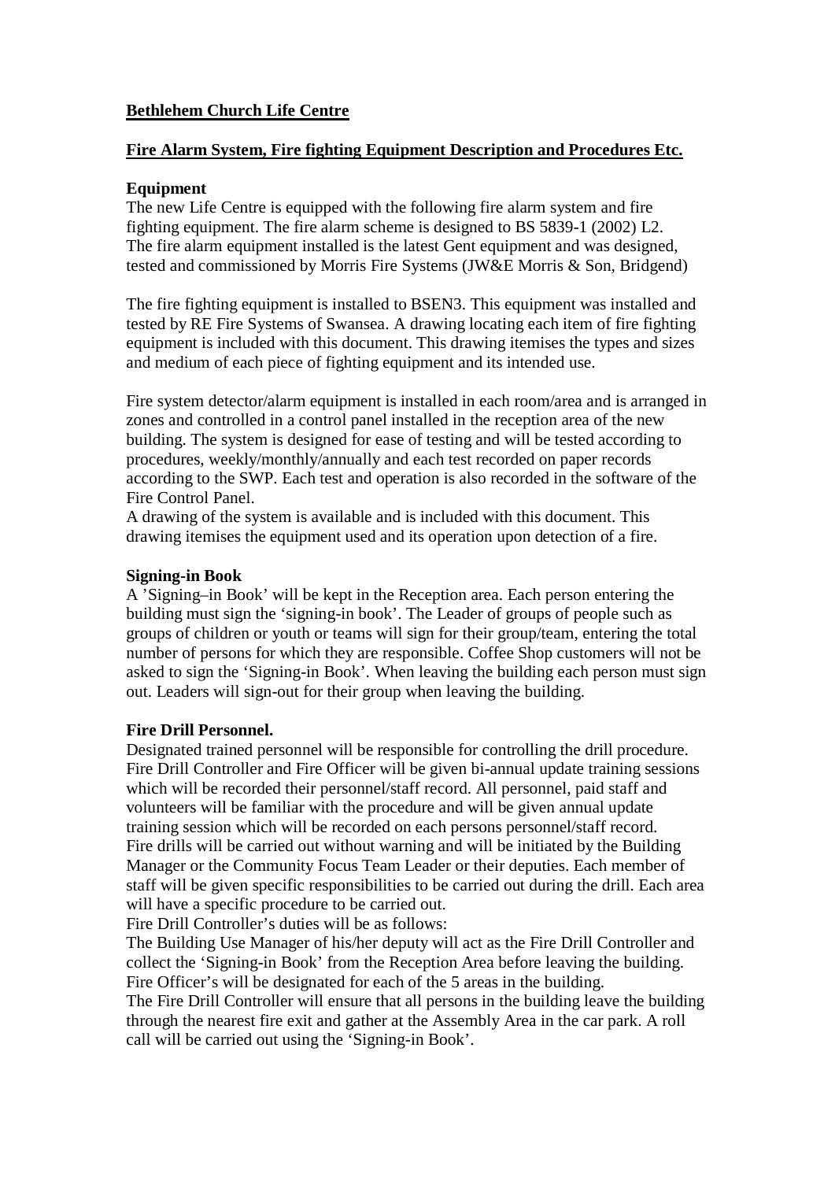**Bethlehem Church Life Centre**

**Fire Alarm System, Fire fighting Equipment Description and Procedures Etc.**

**Equipment**

The new Life Centre is equipped with the following fire alarm system and fire fighting equipment. The fire alarm scheme is designed to BS 5839-1 (2002) L2. The fire alarm equipment installed is the latest Gent equipment and was designed, tested and commissioned by Morris Fire Systems (JW&E Morris & Son, Bridgend)

The fire fighting equipment is installed to BSEN3. This equipment was installed and tested by RE Fire Systems of Swansea. A drawing locating each item of fire fighting equipment is included with this document. This drawing itemises the types and sizes and medium of each piece of fighting equipment and its intended use.

Fire system detector/alarm equipment is installed in each room/area and is arranged in zones and controlled in a control panel installed in the reception area of the new building. The system is designed for ease of testing and will be tested according to procedures, weekly/monthly/annually and each test recorded on paper records according to the SWP. Each test and operation is also recorded in the software of the Fire Control Panel.

A drawing of the system is available and is included with this document. This drawing itemises the equipment used and its operation upon detection of a fire.

**Signing-in Book**

A 'Signing–in Book' will be kept in the Reception area. Each person entering the building must sign the 'signing-in book'. The Leader of groups of people such as groups of children or youth or teams will sign for their group/team, entering the total number of persons for which they are responsible. Coffee Shop customers will not be asked to sign the 'Signing-in Book'. When leaving the building each person must sign out. Leaders will sign-out for their group when leaving the building.

**Fire Drill Personnel.**

Designated trained personnel will be responsible for controlling the drill procedure. Fire Drill Controller and Fire Officer will be given bi-annual update training sessions which will be recorded their personnel/staff record. All personnel, paid staff and volunteers will be familiar with the procedure and will be given annual update training session which will be recorded on each persons personnel/staff record.

Fire drills will be carried out without warning and will be initiated by the Building Manager or the Community Focus Team Leader or their deputies. Each member of staff will be given specific responsibilities to be carried out during the drill. Each area will have a specific procedure to be carried out.

Fire Drill Controller's duties will be as follows:

The Building Use Manager of his/her deputy will act as the Fire Drill Controller and collect the 'Signing-in Book' from the Reception Area before leaving the building.

Fire Officer's will be designated for each of the 5 areas in the building.

The Fire Drill Controller will ensure that all persons in the building leave the building through the nearest fire exit and gather at the Assembly Area in the car park. A roll call will be carried out using the 'Signing-in Book'.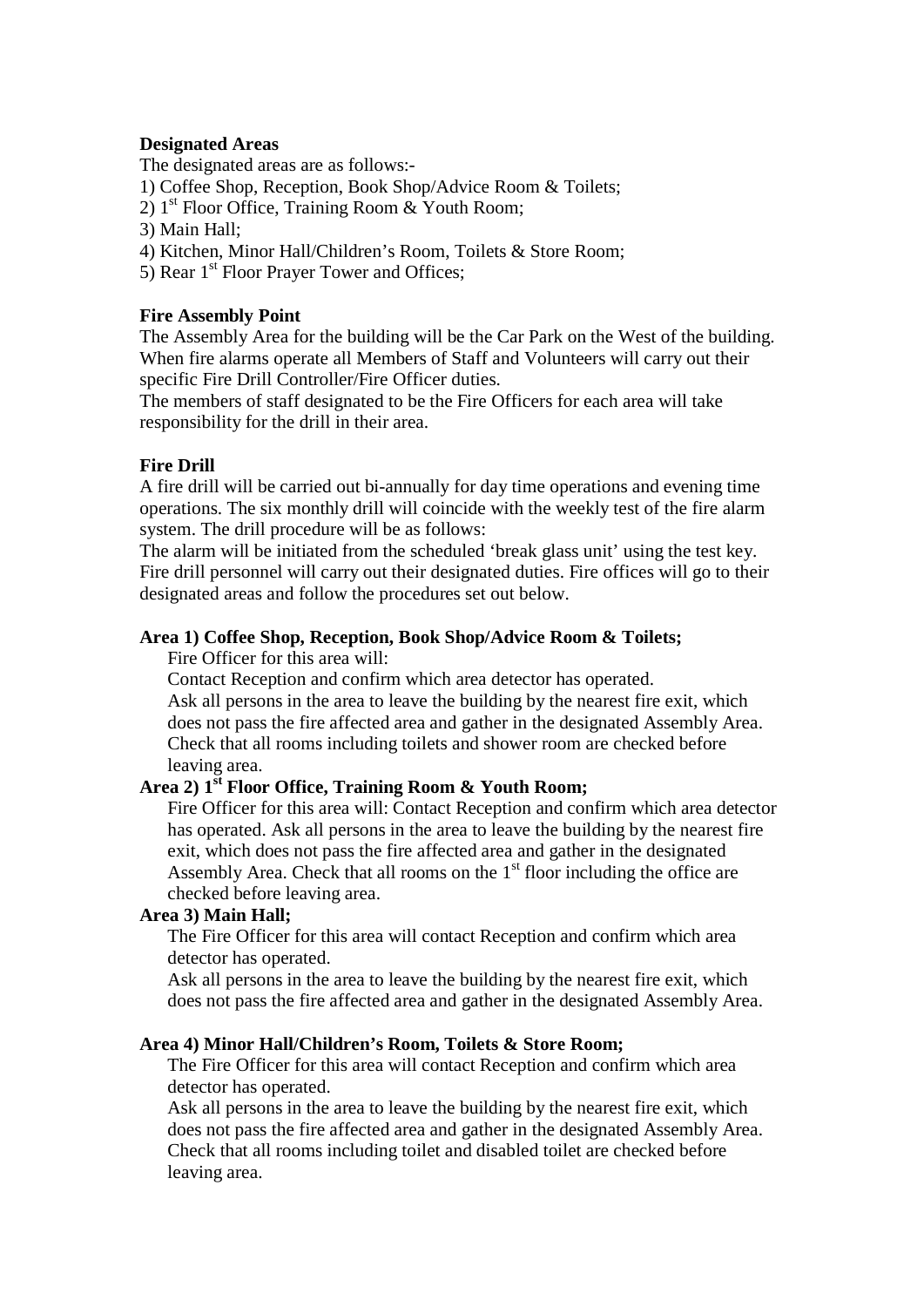**Designated Areas**

The designated areas are as follows:-

1) Coffee Shop, Reception, Book Shop/Advice Room & Toilets;
2) 1st Floor Office, Training Room & Youth Room;
3) Main Hall;
4) Kitchen, Minor Hall/Children's Room, Toilets & Store Room;
5) Rear 1st Floor Prayer Tower and Offices;

**Fire Assembly Point**

The Assembly Area for the building will be the Car Park on the West of the building. When fire alarms operate all Members of Staff and Volunteers will carry out their specific Fire Drill Controller/Fire Officer duties.

The members of staff designated to be the Fire Officers for each area will take responsibility for the drill in their area.

**Fire Drill**

A fire drill will be carried out bi-annually for day time operations and evening time operations. The six monthly drill will coincide with the weekly test of the fire alarm system. The drill procedure will be as follows:

The alarm will be initiated from the scheduled 'break glass unit' using the test key. Fire drill personnel will carry out their designated duties. Fire offices will go to their designated areas and follow the procedures set out below.

**Area 1) Coffee Shop, Reception, Book Shop/Advice Room & Toilets;**

Fire Officer for this area will:

Contact Reception and confirm which area detector has operated.

Ask all persons in the area to leave the building by the nearest fire exit, which does not pass the fire affected area and gather in the designated Assembly Area.

Check that all rooms including toilets and shower room are checked before leaving area.

**Area 2) 1st Floor Office, Training Room & Youth Room;**

Fire Officer for this area will: Contact Reception and confirm which area detector has operated. Ask all persons in the area to leave the building by the nearest fire exit, which does not pass the fire affected area and gather in the designated Assembly Area. Check that all rooms on the 1st floor including the office are checked before leaving area.

**Area 3) Main Hall;**

The Fire Officer for this area will contact Reception and confirm which area detector has operated.

Ask all persons in the area to leave the building by the nearest fire exit, which does not pass the fire affected area and gather in the designated Assembly Area.

**Area 4) Minor Hall/Children's Room, Toilets & Store Room;**

The Fire Officer for this area will contact Reception and confirm which area detector has operated.

Ask all persons in the area to leave the building by the nearest fire exit, which does not pass the fire affected area and gather in the designated Assembly Area.

Check that all rooms including toilet and disabled toilet are checked before leaving area.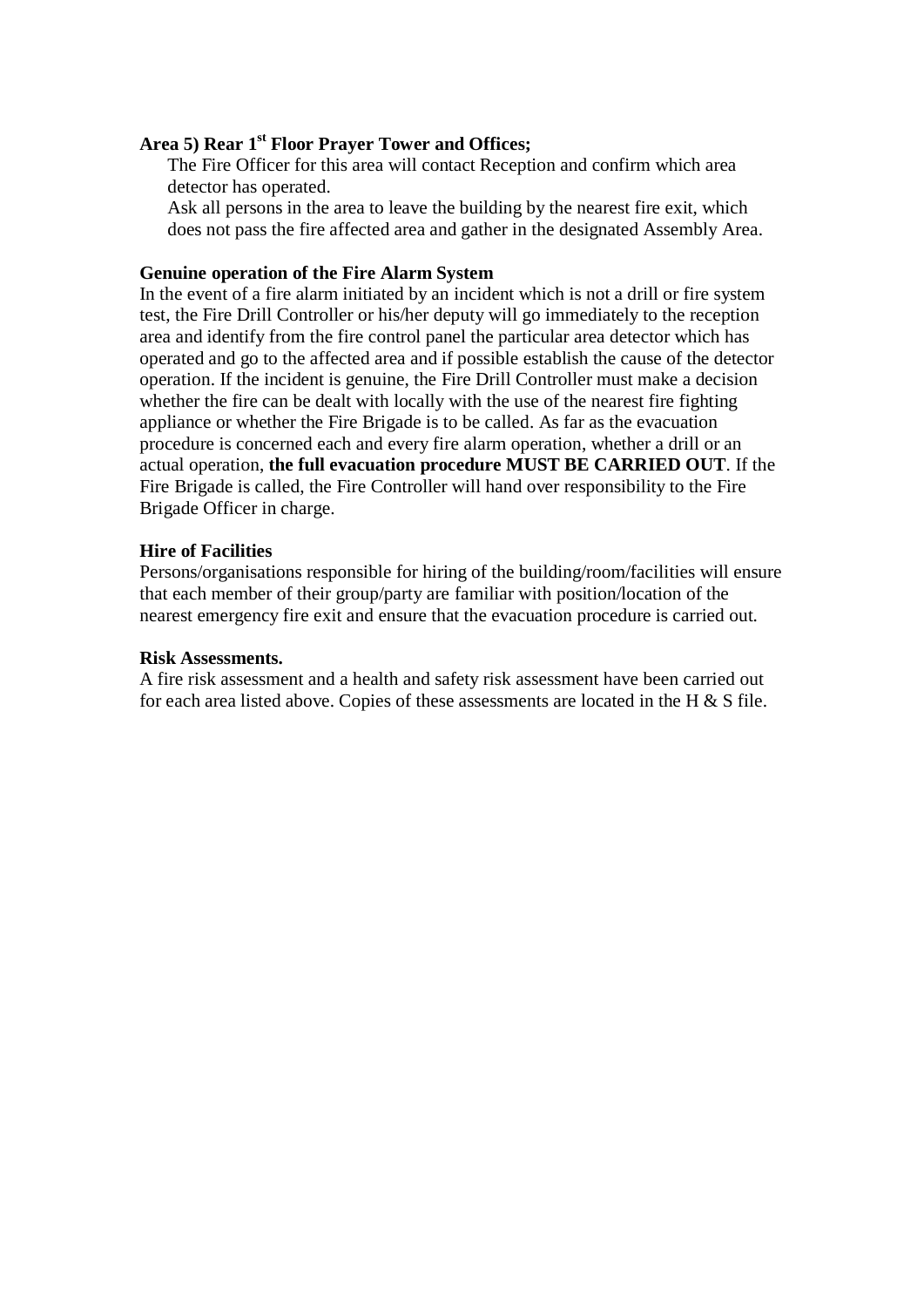**Area 5) Rear 1st Floor Prayer Tower and Offices;**

The Fire Officer for this area will contact Reception and confirm which area detector has operated.

Ask all persons in the area to leave the building by the nearest fire exit, which does not pass the fire affected area and gather in the designated Assembly Area.

**Genuine operation of the Fire Alarm System**

In the event of a fire alarm initiated by an incident which is not a drill or fire system test, the Fire Drill Controller or his/her deputy will go immediately to the reception area and identify from the fire control panel the particular area detector which has operated and go to the affected area and if possible establish the cause of the detector operation. If the incident is genuine, the Fire Drill Controller must make a decision whether the fire can be dealt with locally with the use of the nearest fire fighting appliance or whether the Fire Brigade is to be called. As far as the evacuation procedure is concerned each and every fire alarm operation, whether a drill or an actual operation, **the full evacuation procedure MUST BE CARRIED OUT**. If the Fire Brigade is called, the Fire Controller will hand over responsibility to the Fire Brigade Officer in charge.

**Hire of Facilities**

Persons/organisations responsible for hiring of the building/room/facilities will ensure that each member of their group/party are familiar with position/location of the nearest emergency fire exit and ensure that the evacuation procedure is carried out.

**Risk Assessments.**

A fire risk assessment and a health and safety risk assessment have been carried out for each area listed above. Copies of these assessments are located in the H & S file.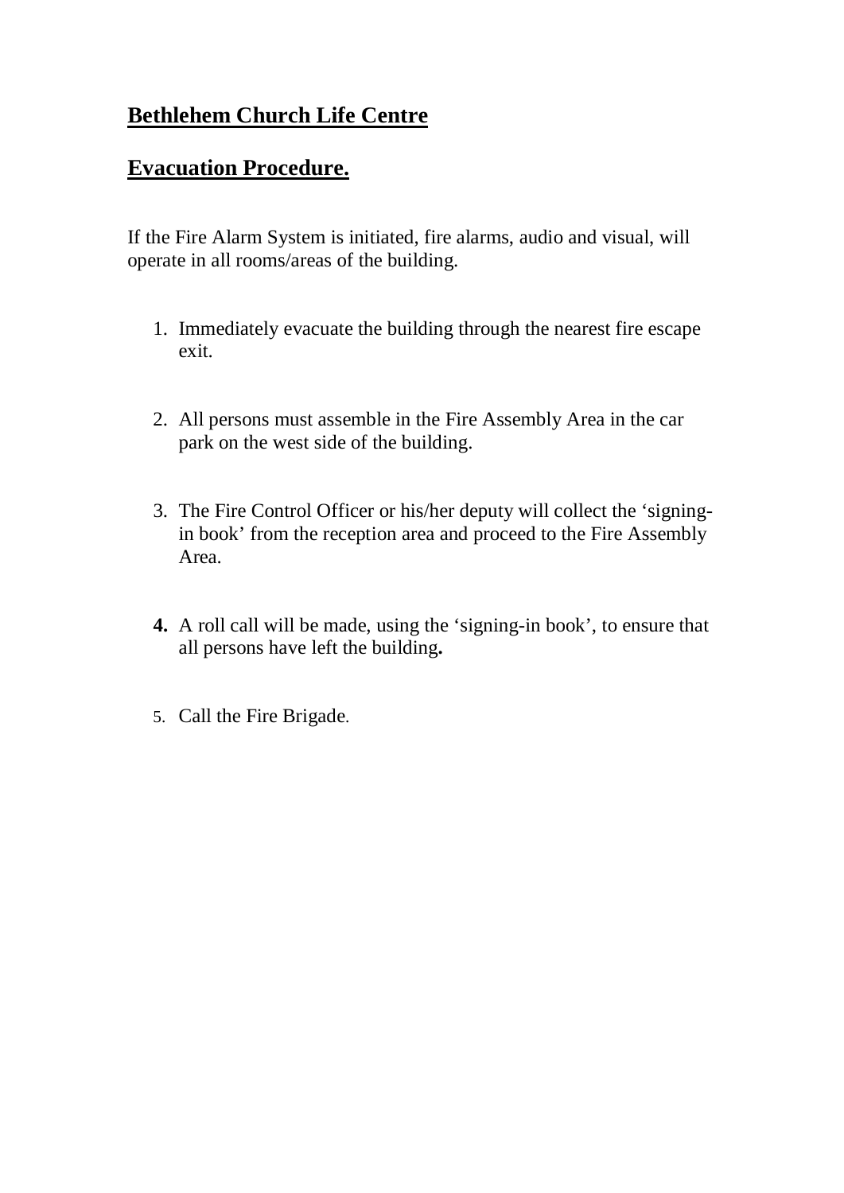## **Bethlehem Church Life Centre**

## **Evacuation Procedure.**

If the Fire Alarm System is initiated, fire alarms, audio and visual, will operate in all rooms/areas of the building.

1. Immediately evacuate the building through the nearest fire escape exit.

2. All persons must assemble in the Fire Assembly Area in the car park on the west side of the building.

3. The Fire Control Officer or his/her deputy will collect the 'signing-in book' from the reception area and proceed to the Fire Assembly Area.

4. A roll call will be made, using the 'signing-in book', to ensure that all persons have left the building.

5. Call the Fire Brigade.